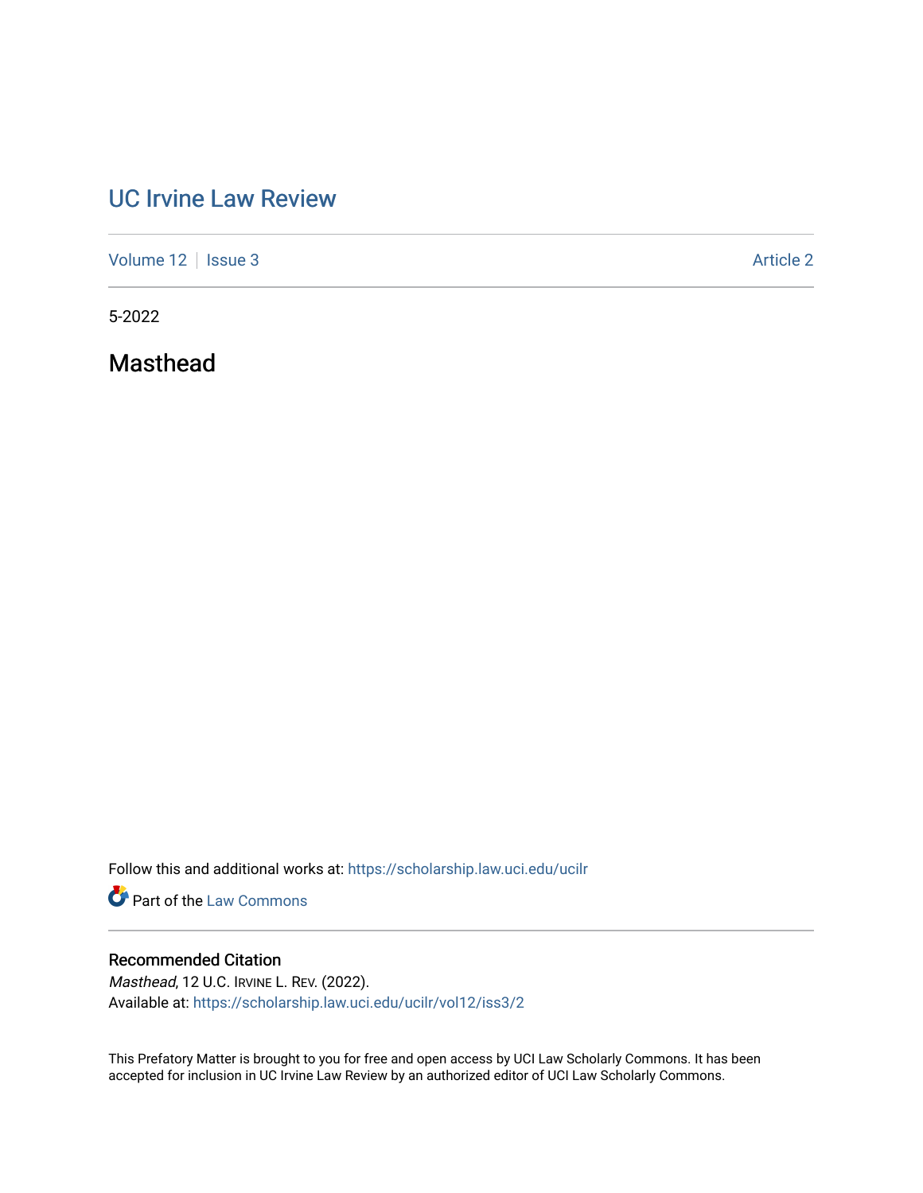# UC Irvine Law Review

Volume 12 | Issue 3 Article 2

5-2022

## Masthead

Follow this and additional works at: https://scholarship.law.uci.edu/ucilr

Part of the Law Commons

### Recommended Citation

*Masthead*, 12 U.C. IRVINE L. REV. (2022).
Available at: https://scholarship.law.uci.edu/ucilr/vol12/iss3/2

This Prefatory Matter is brought to you for free and open access by UCI Law Scholarly Commons. It has been accepted for inclusion in UC Irvine Law Review by an authorized editor of UCI Law Scholarly Commons.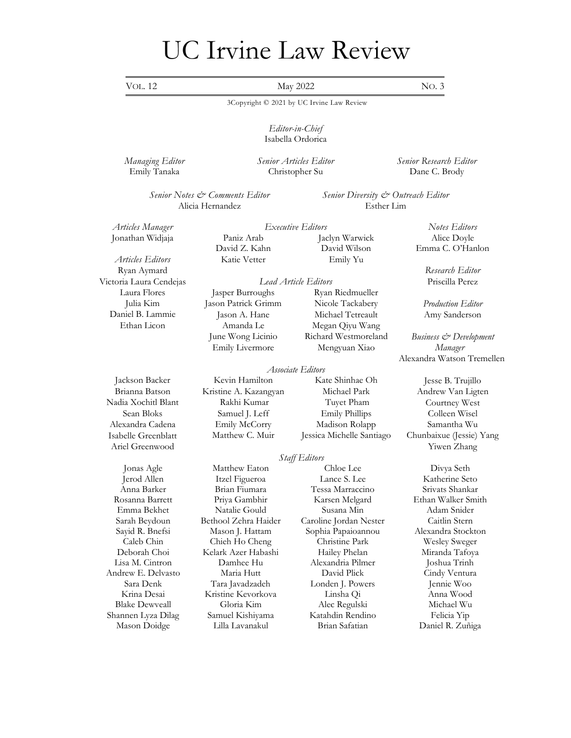# UC Irvine Law Review

VOL. 12 May 2022 NO. 3

3Copyright © 2021 by UC Irvine Law Review

*Editor-in-Chief*
Isabella Ordorica

*Managing Editor*
Emily Tanaka

*Senior Articles Editor*
Christopher Su

*Senior Research Editor*
Dane C. Brody

*Senior Notes & Comments Editor*
Alicia Hernandez

*Senior Diversity & Outreach Editor*
Esther Lim

*Articles Manager*
Jonathan Widjaja

*Articles Editors*
Ryan Aymard
Victoria Laura Cendejas
Laura Flores
Julia Kim
Daniel B. Lammie
Ethan Licon

*Executive Editors*
Paniz Arab
David Z. Kahn
Katie Vetter
Jaclyn Warwick
David Wilson
Emily Yu

*Lead Article Editors*
Jasper Burroughs
Jason Patrick Grimm
Jason A. Hane
Amanda Le
June Wong Licinio
Emily Livermore
Ryan Riedmueller
Nicole Tackabery
Michael Tetreault
Megan Qiyu Wang
Richard Westmoreland
Mengyuan Xiao

*Notes Editors*
Alice Doyle
Emma C. O'Hanlon

*Research Editor*
Priscilla Perez

*Production Editor*
Amy Sanderson

*Business & Development Manager*
Alexandra Watson Tremellen

*Associate Editors*

Jackson Backer
Brianna Batson
Nadia Xochitl Blant
Sean Bloks
Alexandra Cadena
Isabelle Greenblatt
Ariel Greenwood
Kevin Hamilton
Kristine A. Kazangyan
Rakhi Kumar
Samuel J. Leff
Emily McCorry
Matthew C. Muir
Kate Shinhae Oh
Michael Park
Tuyet Pham
Emily Phillips
Madison Rolapp
Jessica Michelle Santiago
Jesse B. Trujillo
Andrew Van Ligten
Courtney West
Colleen Wisel
Samantha Wu
Chunbaixue (Jessie) Yang
Yiwen Zhang

*Staff Editors*

Jonas Agle
Jerod Allen
Anna Barker
Rosanna Barrett
Emma Bekhet
Sarah Beydoun
Sayid R. Bnefsi
Caleb Chin
Deborah Choi
Lisa M. Cintron
Andrew E. Delvasto
Sara Denk
Krina Desai
Blake Dewveall
Shannen Lyza Dilag
Mason Doidge
Matthew Eaton
Itzel Figueroa
Brian Fiumara
Priya Gambhir
Natalie Gould
Bethool Zehra Haider
Mason J. Hattam
Chieh Ho Cheng
Kelark Azer Habashi
Damhee Hu
Maria Hutt
Tara Javadzadeh
Kristine Kevorkova
Gloria Kim
Samuel Kishiyama
Lilla Lavanakul
Chloe Lee
Lance S. Lee
Tessa Marraccino
Karsen Melgard
Susana Min
Caroline Jordan Nester
Sophia Papaioannou
Christine Park
Hailey Phelan
Alexandria Pilmer
David Plick
Londen J. Powers
Linsha Qi
Alec Regulski
Katahdin Rendino
Brian Safatian
Divya Seth
Katherine Seto
Srivats Shankar
Ethan Walker Smith
Adam Snider
Caitlin Stern
Alexandra Stockton
Wesley Sweger
Miranda Tafoya
Joshua Trinh
Cindy Ventura
Jennie Woo
Anna Wood
Michael Wu
Felicia Yip
Daniel R. Zuñiga